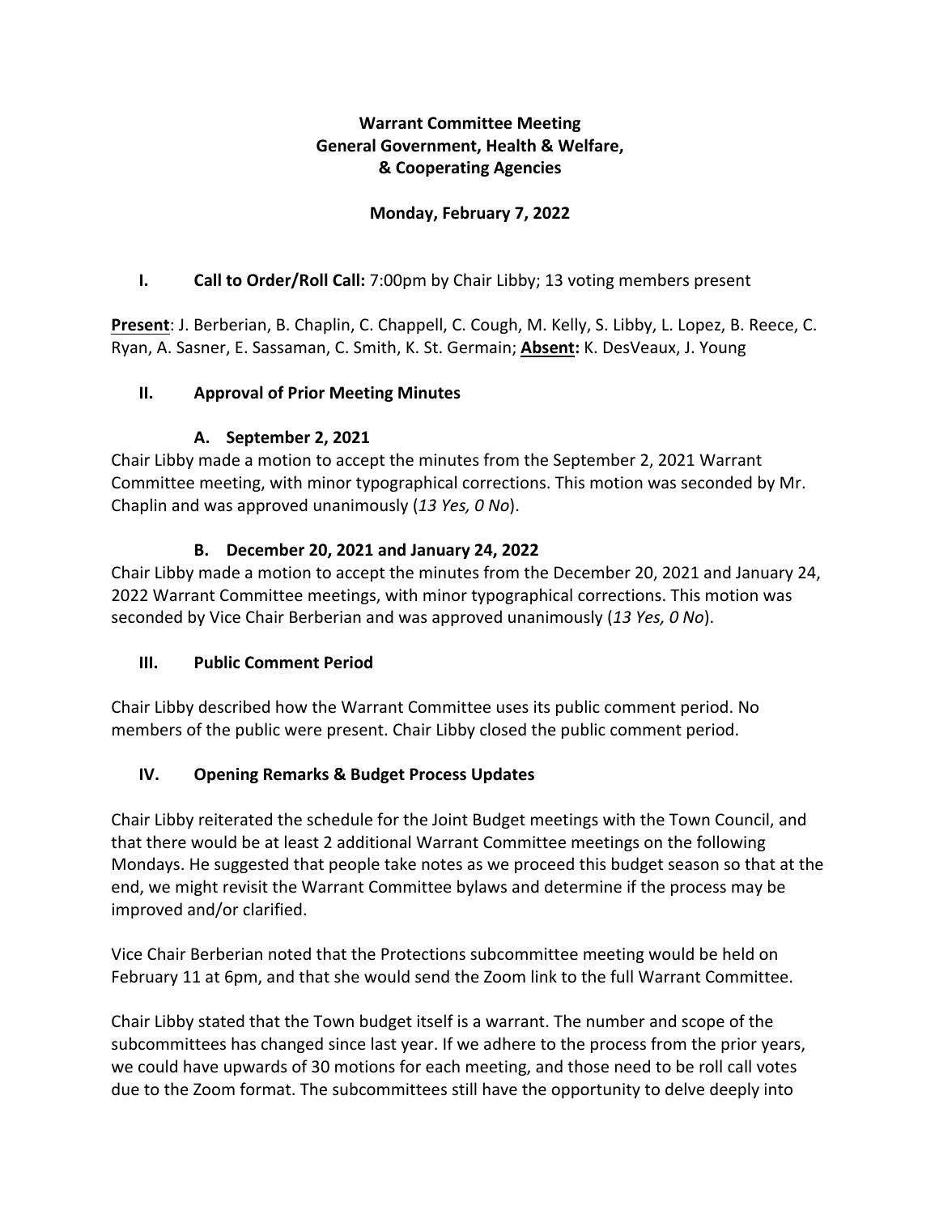# Warrant Committee Meeting
# General Government, Health & Welfare, & Cooperating Agencies

**Monday, February 7, 2022**

## I. Call to Order/Roll Call: 7:00pm by Chair Libby; 13 voting members present

**Present**: J. Berberian, B. Chaplin, C. Chappell, C. Cough, M. Kelly, S. Libby, L. Lopez, B. Reece, C. Ryan, A. Sasner, E. Sassaman, C. Smith, K. St. Germain; **Absent:** K. DesVeaux, J. Young

## II. Approval of Prior Meeting Minutes

### A. September 2, 2021

Chair Libby made a motion to accept the minutes from the September 2, 2021 Warrant Committee meeting, with minor typographical corrections. This motion was seconded by Mr. Chaplin and was approved unanimously (*13 Yes, 0 No*).

### B. December 20, 2021 and January 24, 2022

Chair Libby made a motion to accept the minutes from the December 20, 2021 and January 24, 2022 Warrant Committee meetings, with minor typographical corrections. This motion was seconded by Vice Chair Berberian and was approved unanimously (*13 Yes, 0 No*).

## III. Public Comment Period

Chair Libby described how the Warrant Committee uses its public comment period. No members of the public were present. Chair Libby closed the public comment period.

## IV. Opening Remarks & Budget Process Updates

Chair Libby reiterated the schedule for the Joint Budget meetings with the Town Council, and that there would be at least 2 additional Warrant Committee meetings on the following Mondays. He suggested that people take notes as we proceed this budget season so that at the end, we might revisit the Warrant Committee bylaws and determine if the process may be improved and/or clarified.

Vice Chair Berberian noted that the Protections subcommittee meeting would be held on February 11 at 6pm, and that she would send the Zoom link to the full Warrant Committee.

Chair Libby stated that the Town budget itself is a warrant. The number and scope of the subcommittees has changed since last year. If we adhere to the process from the prior years, we could have upwards of 30 motions for each meeting, and those need to be roll call votes due to the Zoom format. The subcommittees still have the opportunity to delve deeply into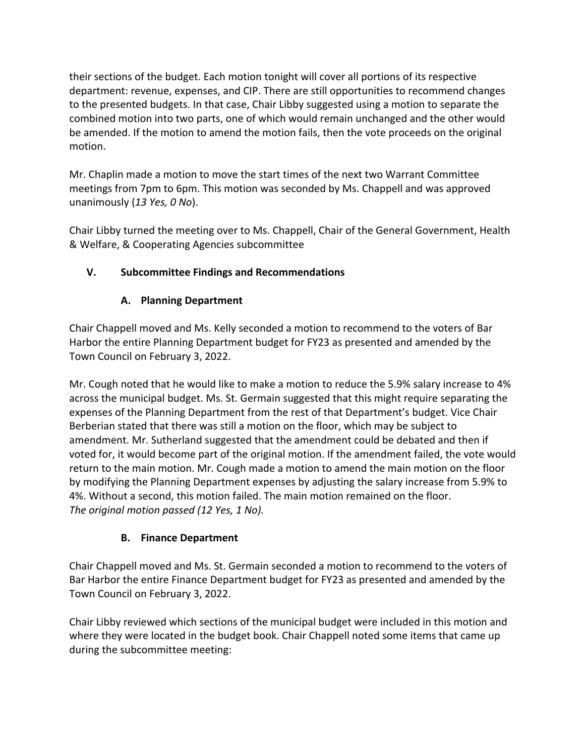their sections of the budget. Each motion tonight will cover all portions of its respective department: revenue, expenses, and CIP. There are still opportunities to recommend changes to the presented budgets. In that case, Chair Libby suggested using a motion to separate the combined motion into two parts, one of which would remain unchanged and the other would be amended. If the motion to amend the motion fails, then the vote proceeds on the original motion.

Mr. Chaplin made a motion to move the start times of the next two Warrant Committee meetings from 7pm to 6pm. This motion was seconded by Ms. Chappell and was approved unanimously (*13 Yes, 0 No*).

Chair Libby turned the meeting over to Ms. Chappell, Chair of the General Government, Health & Welfare, & Cooperating Agencies subcommittee

## V. Subcommittee Findings and Recommendations

### A. Planning Department

Chair Chappell moved and Ms. Kelly seconded a motion to recommend to the voters of Bar Harbor the entire Planning Department budget for FY23 as presented and amended by the Town Council on February 3, 2022.

Mr. Cough noted that he would like to make a motion to reduce the 5.9% salary increase to 4% across the municipal budget. Ms. St. Germain suggested that this might require separating the expenses of the Planning Department from the rest of that Department's budget. Vice Chair Berberian stated that there was still a motion on the floor, which may be subject to amendment. Mr. Sutherland suggested that the amendment could be debated and then if voted for, it would become part of the original motion. If the amendment failed, the vote would return to the main motion. Mr. Cough made a motion to amend the main motion on the floor by modifying the Planning Department expenses by adjusting the salary increase from 5.9% to 4%. Without a second, this motion failed. The main motion remained on the floor.
*The original motion passed (12 Yes, 1 No).*

### B. Finance Department

Chair Chappell moved and Ms. St. Germain seconded a motion to recommend to the voters of Bar Harbor the entire Finance Department budget for FY23 as presented and amended by the Town Council on February 3, 2022.

Chair Libby reviewed which sections of the municipal budget were included in this motion and where they were located in the budget book. Chair Chappell noted some items that came up during the subcommittee meeting: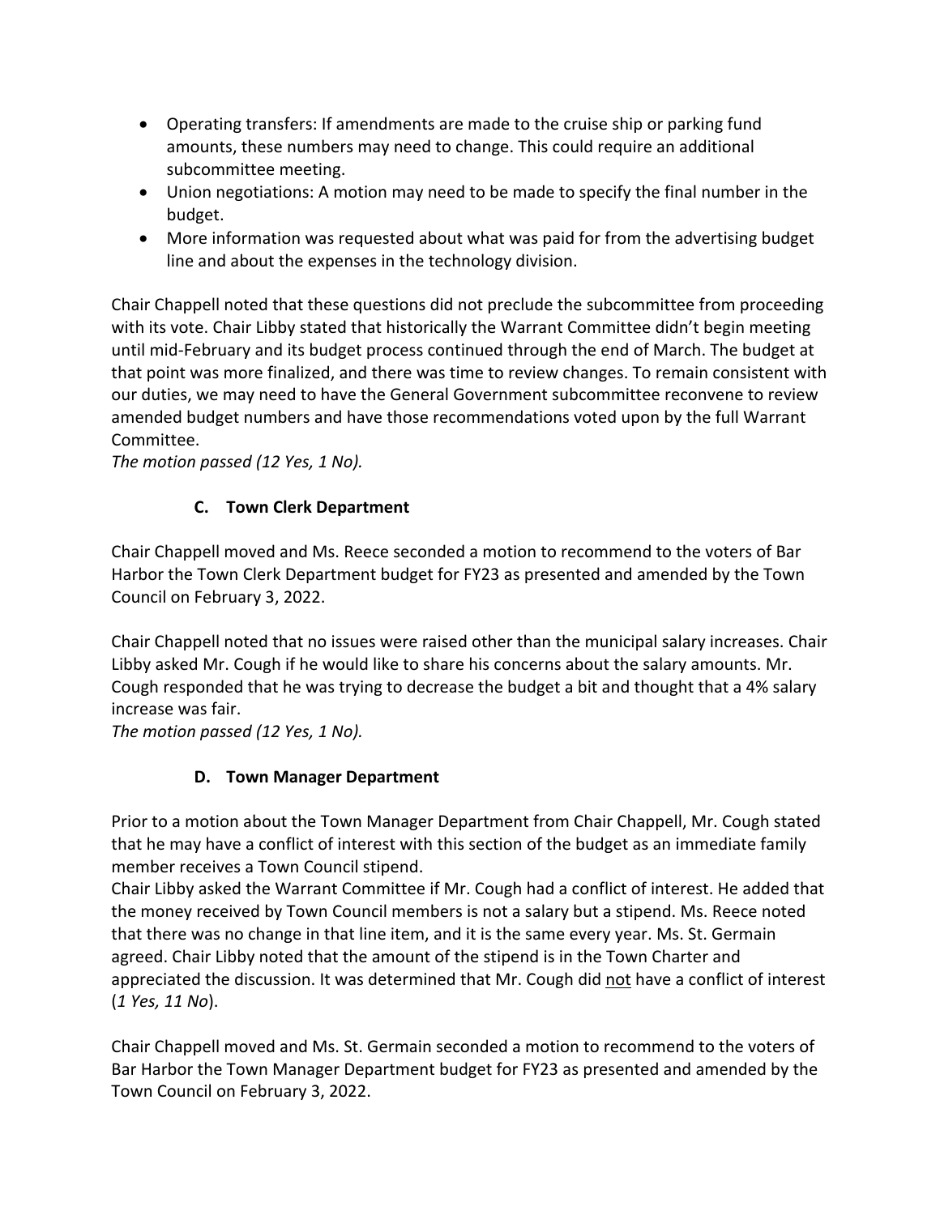- Operating transfers: If amendments are made to the cruise ship or parking fund amounts, these numbers may need to change. This could require an additional subcommittee meeting.
- Union negotiations: A motion may need to be made to specify the final number in the budget.
- More information was requested about what was paid for from the advertising budget line and about the expenses in the technology division.

Chair Chappell noted that these questions did not preclude the subcommittee from proceeding with its vote. Chair Libby stated that historically the Warrant Committee didn't begin meeting until mid-February and its budget process continued through the end of March. The budget at that point was more finalized, and there was time to review changes. To remain consistent with our duties, we may need to have the General Government subcommittee reconvene to review amended budget numbers and have those recommendations voted upon by the full Warrant Committee.
*The motion passed (12 Yes, 1 No).*

### C. Town Clerk Department

Chair Chappell moved and Ms. Reece seconded a motion to recommend to the voters of Bar Harbor the Town Clerk Department budget for FY23 as presented and amended by the Town Council on February 3, 2022.

Chair Chappell noted that no issues were raised other than the municipal salary increases. Chair Libby asked Mr. Cough if he would like to share his concerns about the salary amounts. Mr. Cough responded that he was trying to decrease the budget a bit and thought that a 4% salary increase was fair.
*The motion passed (12 Yes, 1 No).*

### D. Town Manager Department

Prior to a motion about the Town Manager Department from Chair Chappell, Mr. Cough stated that he may have a conflict of interest with this section of the budget as an immediate family member receives a Town Council stipend.
Chair Libby asked the Warrant Committee if Mr. Cough had a conflict of interest. He added that the money received by Town Council members is not a salary but a stipend. Ms. Reece noted that there was no change in that line item, and it is the same every year. Ms. St. Germain agreed. Chair Libby noted that the amount of the stipend is in the Town Charter and appreciated the discussion. It was determined that Mr. Cough did <u>not</u> have a conflict of interest (*1 Yes, 11 No*).

Chair Chappell moved and Ms. St. Germain seconded a motion to recommend to the voters of Bar Harbor the Town Manager Department budget for FY23 as presented and amended by the Town Council on February 3, 2022.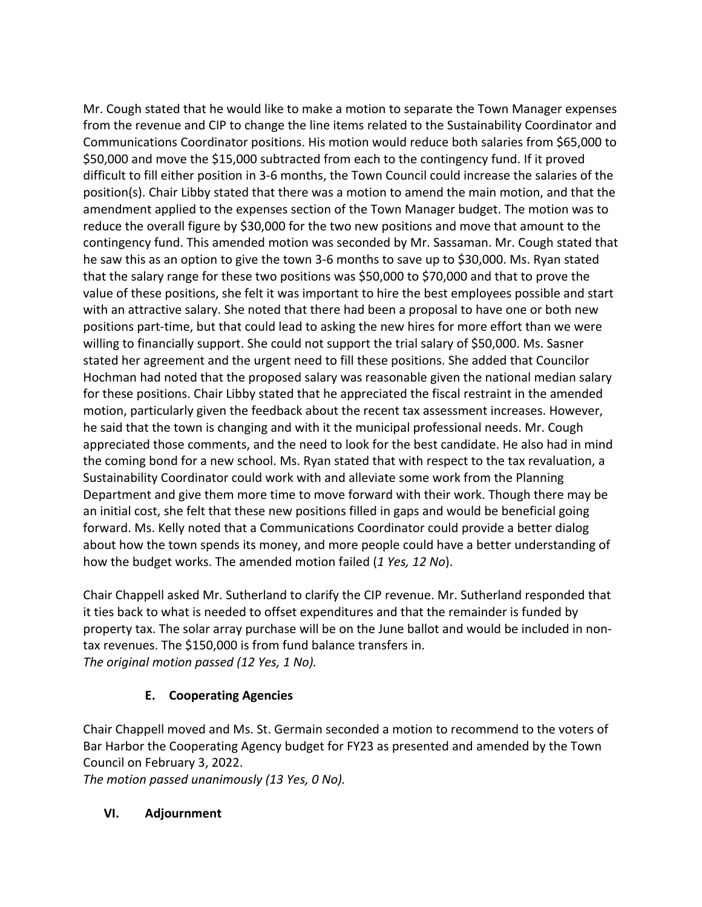Mr. Cough stated that he would like to make a motion to separate the Town Manager expenses from the revenue and CIP to change the line items related to the Sustainability Coordinator and Communications Coordinator positions. His motion would reduce both salaries from $65,000 to $50,000 and move the $15,000 subtracted from each to the contingency fund. If it proved difficult to fill either position in 3-6 months, the Town Council could increase the salaries of the position(s). Chair Libby stated that there was a motion to amend the main motion, and that the amendment applied to the expenses section of the Town Manager budget. The motion was to reduce the overall figure by $30,000 for the two new positions and move that amount to the contingency fund. This amended motion was seconded by Mr. Sassaman. Mr. Cough stated that he saw this as an option to give the town 3-6 months to save up to $30,000. Ms. Ryan stated that the salary range for these two positions was $50,000 to $70,000 and that to prove the value of these positions, she felt it was important to hire the best employees possible and start with an attractive salary. She noted that there had been a proposal to have one or both new positions part-time, but that could lead to asking the new hires for more effort than we were willing to financially support. She could not support the trial salary of $50,000. Ms. Sasner stated her agreement and the urgent need to fill these positions. She added that Councilor Hochman had noted that the proposed salary was reasonable given the national median salary for these positions. Chair Libby stated that he appreciated the fiscal restraint in the amended motion, particularly given the feedback about the recent tax assessment increases. However, he said that the town is changing and with it the municipal professional needs. Mr. Cough appreciated those comments, and the need to look for the best candidate. He also had in mind the coming bond for a new school. Ms. Ryan stated that with respect to the tax revaluation, a Sustainability Coordinator could work with and alleviate some work from the Planning Department and give them more time to move forward with their work. Though there may be an initial cost, she felt that these new positions filled in gaps and would be beneficial going forward. Ms. Kelly noted that a Communications Coordinator could provide a better dialog about how the town spends its money, and more people could have a better understanding of how the budget works. The amended motion failed (*1 Yes, 12 No*).

Chair Chappell asked Mr. Sutherland to clarify the CIP revenue. Mr. Sutherland responded that it ties back to what is needed to offset expenditures and that the remainder is funded by property tax. The solar array purchase will be on the June ballot and would be included in non-tax revenues. The $150,000 is from fund balance transfers in.
*The original motion passed (12 Yes, 1 No).*

### E. Cooperating Agencies

Chair Chappell moved and Ms. St. Germain seconded a motion to recommend to the voters of Bar Harbor the Cooperating Agency budget for FY23 as presented and amended by the Town Council on February 3, 2022.
*The motion passed unanimously (13 Yes, 0 No).*

## VI. Adjournment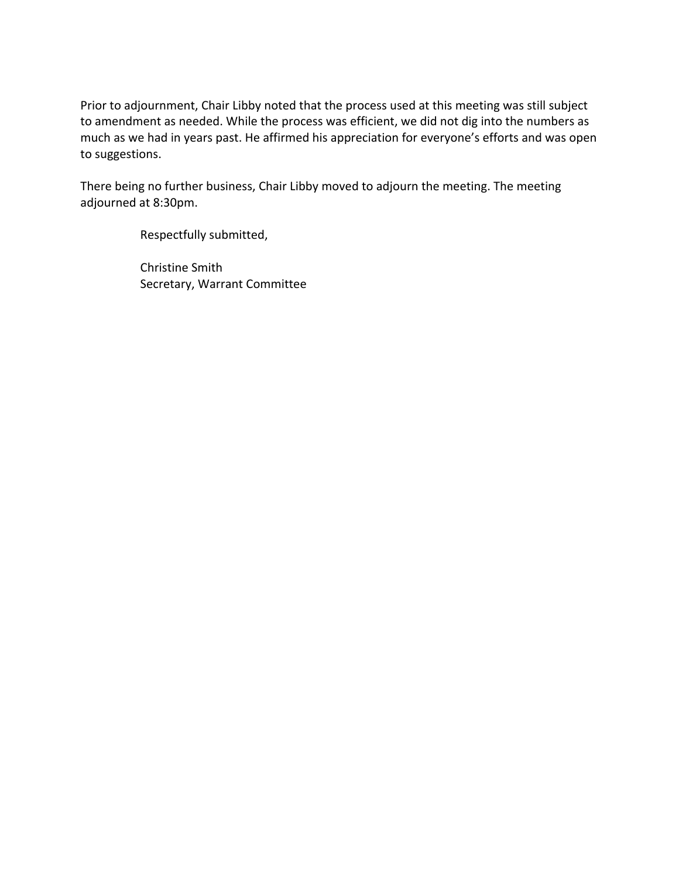Prior to adjournment, Chair Libby noted that the process used at this meeting was still subject to amendment as needed. While the process was efficient, we did not dig into the numbers as much as we had in years past. He affirmed his appreciation for everyone's efforts and was open to suggestions.

There being no further business, Chair Libby moved to adjourn the meeting. The meeting adjourned at 8:30pm.

Respectfully submitted,

Christine Smith
Secretary, Warrant Committee